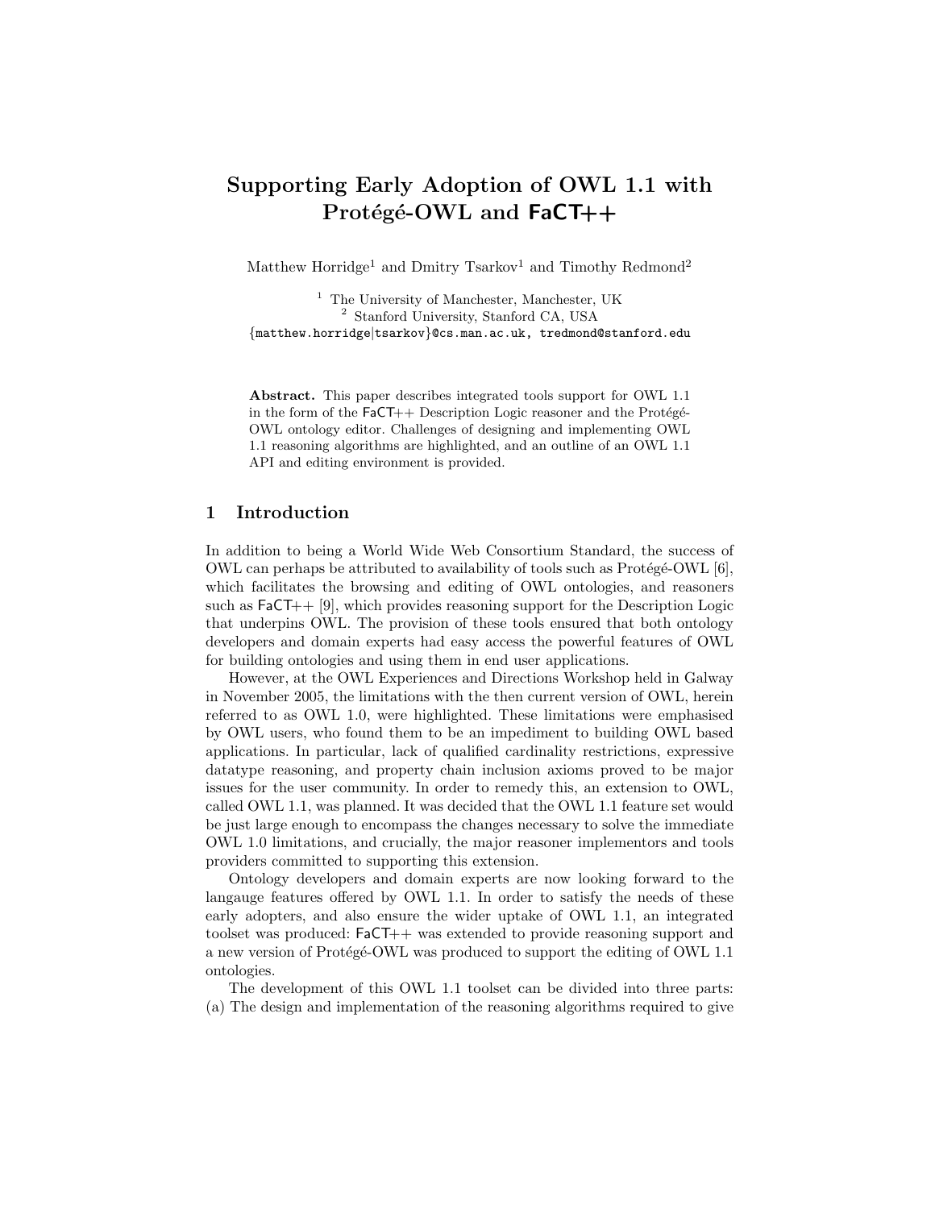# Supporting Early Adoption of OWL 1.1 with Protégé-OWL and FaCT++

Matthew Horridge[1] and Dmitry Tsarkov[1] and Timothy Redmond[2]

[1] The University of Manchester, Manchester, UK
[2] Stanford University, Stanford CA, USA
{matthew.horridge|tsarkov}@cs.man.ac.uk, tredmond@stanford.edu

**Abstract.** This paper describes integrated tools support for OWL 1.1 in the form of the FaCT++ Description Logic reasoner and the Protégé-OWL ontology editor. Challenges of designing and implementing OWL 1.1 reasoning algorithms are highlighted, and an outline of an OWL 1.1 API and editing environment is provided.

## 1 Introduction

In addition to being a World Wide Web Consortium Standard, the success of OWL can perhaps be attributed to availability of tools such as Protégé-OWL [6], which facilitates the browsing and editing of OWL ontologies, and reasoners such as FaCT++ [9], which provides reasoning support for the Description Logic that underpins OWL. The provision of these tools ensured that both ontology developers and domain experts had easy access the powerful features of OWL for building ontologies and using them in end user applications.

However, at the OWL Experiences and Directions Workshop held in Galway in November 2005, the limitations with the then current version of OWL, herein referred to as OWL 1.0, were highlighted. These limitations were emphasised by OWL users, who found them to be an impediment to building OWL based applications. In particular, lack of qualified cardinality restrictions, expressive datatype reasoning, and property chain inclusion axioms proved to be major issues for the user community. In order to remedy this, an extension to OWL, called OWL 1.1, was planned. It was decided that the OWL 1.1 feature set would be just large enough to encompass the changes necessary to solve the immediate OWL 1.0 limitations, and crucially, the major reasoner implementors and tools providers committed to supporting this extension.

Ontology developers and domain experts are now looking forward to the langauge features offered by OWL 1.1. In order to satisfy the needs of these early adopters, and also ensure the wider uptake of OWL 1.1, an integrated toolset was produced: FaCT++ was extended to provide reasoning support and a new version of Protégé-OWL was produced to support the editing of OWL 1.1 ontologies.

The development of this OWL 1.1 toolset can be divided into three parts: (a) The design and implementation of the reasoning algorithms required to give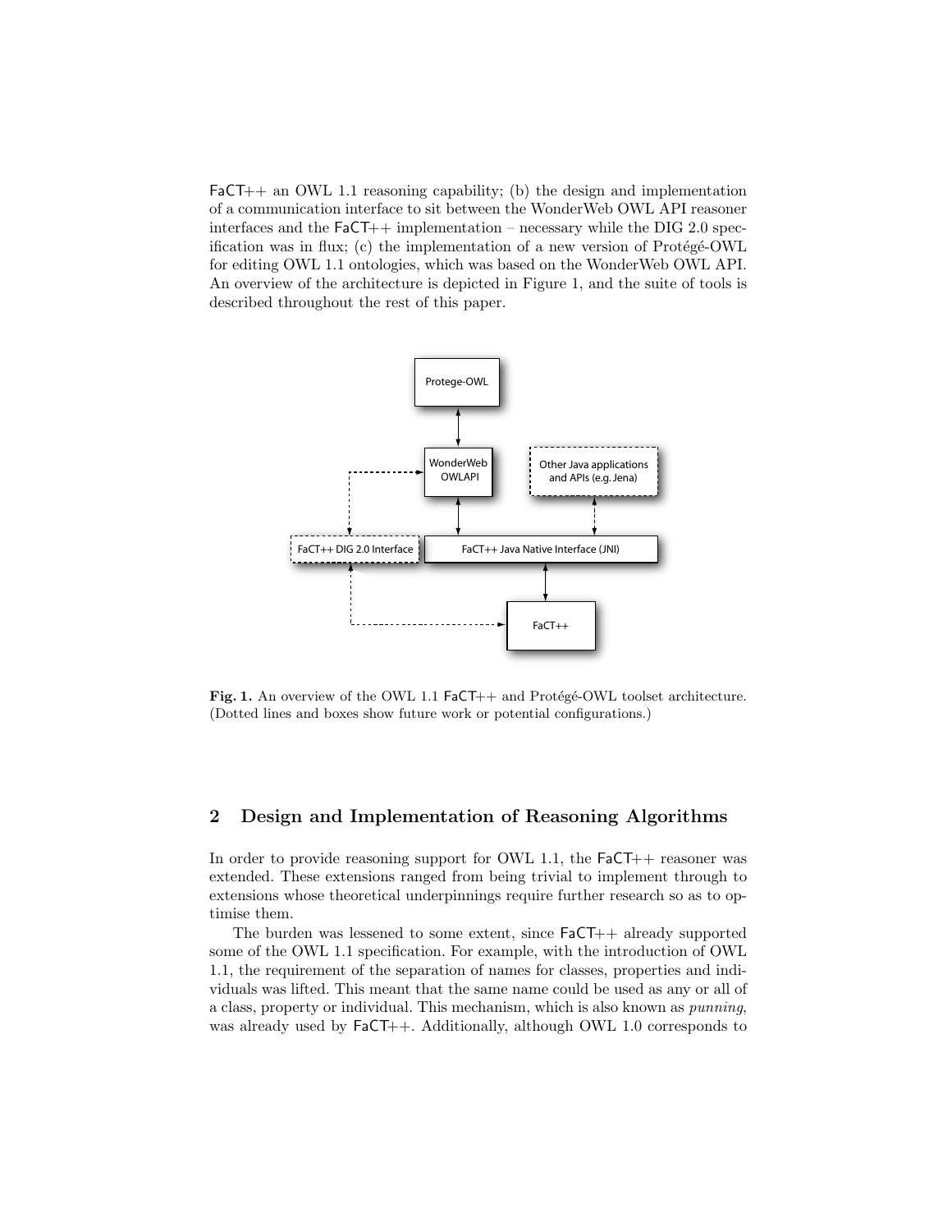FaCT++ an OWL 1.1 reasoning capability; (b) the design and implementation of a communication interface to sit between the WonderWeb OWL API reasoner interfaces and the FaCT++ implementation – necessary while the DIG 2.0 specification was in flux; (c) the implementation of a new version of Protégé-OWL for editing OWL 1.1 ontologies, which was based on the WonderWeb OWL API. An overview of the architecture is depicted in Figure 1, and the suite of tools is described throughout the rest of this paper.

**Fig. 1.** An overview of the OWL 1.1 FaCT++ and Protégé-OWL toolset architecture. (Dotted lines and boxes show future work or potential configurations.)

## 2 Design and Implementation of Reasoning Algorithms

In order to provide reasoning support for OWL 1.1, the FaCT++ reasoner was extended. These extensions ranged from being trivial to implement through to extensions whose theoretical underpinnings require further research so as to optimise them.

The burden was lessened to some extent, since FaCT++ already supported some of the OWL 1.1 specification. For example, with the introduction of OWL 1.1, the requirement of the separation of names for classes, properties and individuals was lifted. This meant that the same name could be used as any or all of a class, property or individual. This mechanism, which is also known as *punning*, was already used by FaCT++. Additionally, although OWL 1.0 corresponds to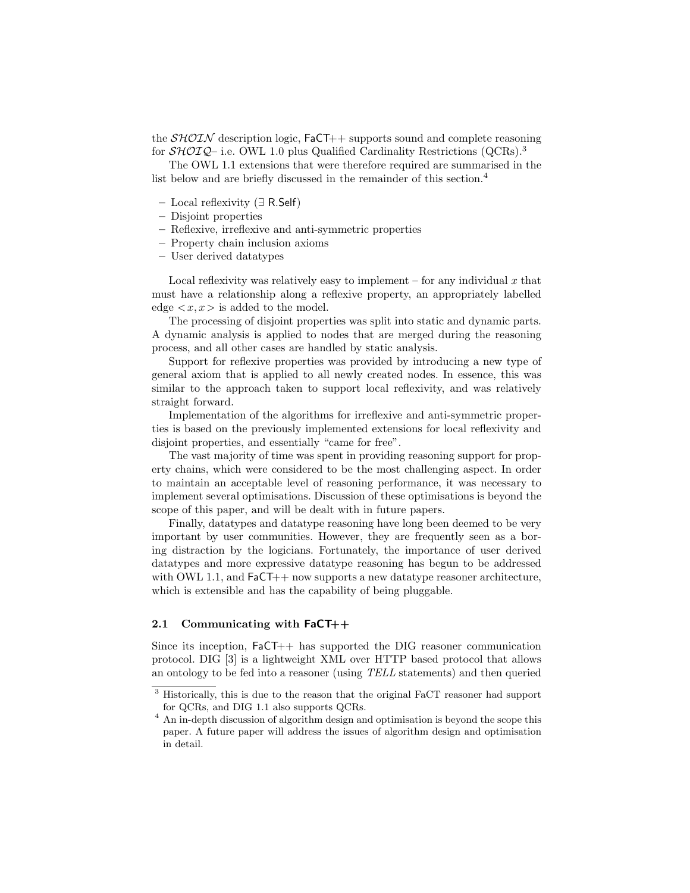the $\mathcal{SHOIN}$ description logic, FaCT++ supports sound and complete reasoning for $\mathcal{SHOIQ}$– i.e. OWL 1.0 plus Qualified Cardinality Restrictions (QCRs).[3]

The OWL 1.1 extensions that were therefore required are summarised in the list below and are briefly discussed in the remainder of this section.[4]

- Local reflexivity ($\exists$ R.Self)
- Disjoint properties
- Reflexive, irreflexive and anti-symmetric properties
- Property chain inclusion axioms
- User derived datatypes

Local reflexivity was relatively easy to implement – for any individual $x$ that must have a relationship along a reflexive property, an appropriately labelled edge $<x, x>$ is added to the model.

The processing of disjoint properties was split into static and dynamic parts. A dynamic analysis is applied to nodes that are merged during the reasoning process, and all other cases are handled by static analysis.

Support for reflexive properties was provided by introducing a new type of general axiom that is applied to all newly created nodes. In essence, this was similar to the approach taken to support local reflexivity, and was relatively straight forward.

Implementation of the algorithms for irreflexive and anti-symmetric properties is based on the previously implemented extensions for local reflexivity and disjoint properties, and essentially "came for free".

The vast majority of time was spent in providing reasoning support for property chains, which were considered to be the most challenging aspect. In order to maintain an acceptable level of reasoning performance, it was necessary to implement several optimisations. Discussion of these optimisations is beyond the scope of this paper, and will be dealt with in future papers.

Finally, datatypes and datatype reasoning have long been deemed to be very important by user communities. However, they are frequently seen as a boring distraction by the logicians. Fortunately, the importance of user derived datatypes and more expressive datatype reasoning has begun to be addressed with OWL 1.1, and FaCT++ now supports a new datatype reasoner architecture, which is extensible and has the capability of being pluggable.

### 2.1 Communicating with FaCT++

Since its inception, FaCT++ has supported the DIG reasoner communication protocol. DIG [3] is a lightweight XML over HTTP based protocol that allows an ontology to be fed into a reasoner (using *TELL* statements) and then queried

[3] Historically, this is due to the reason that the original FaCT reasoner had support for QCRs, and DIG 1.1 also supports QCRs.

[4] An in-depth discussion of algorithm design and optimisation is beyond the scope this paper. A future paper will address the issues of algorithm design and optimisation in detail.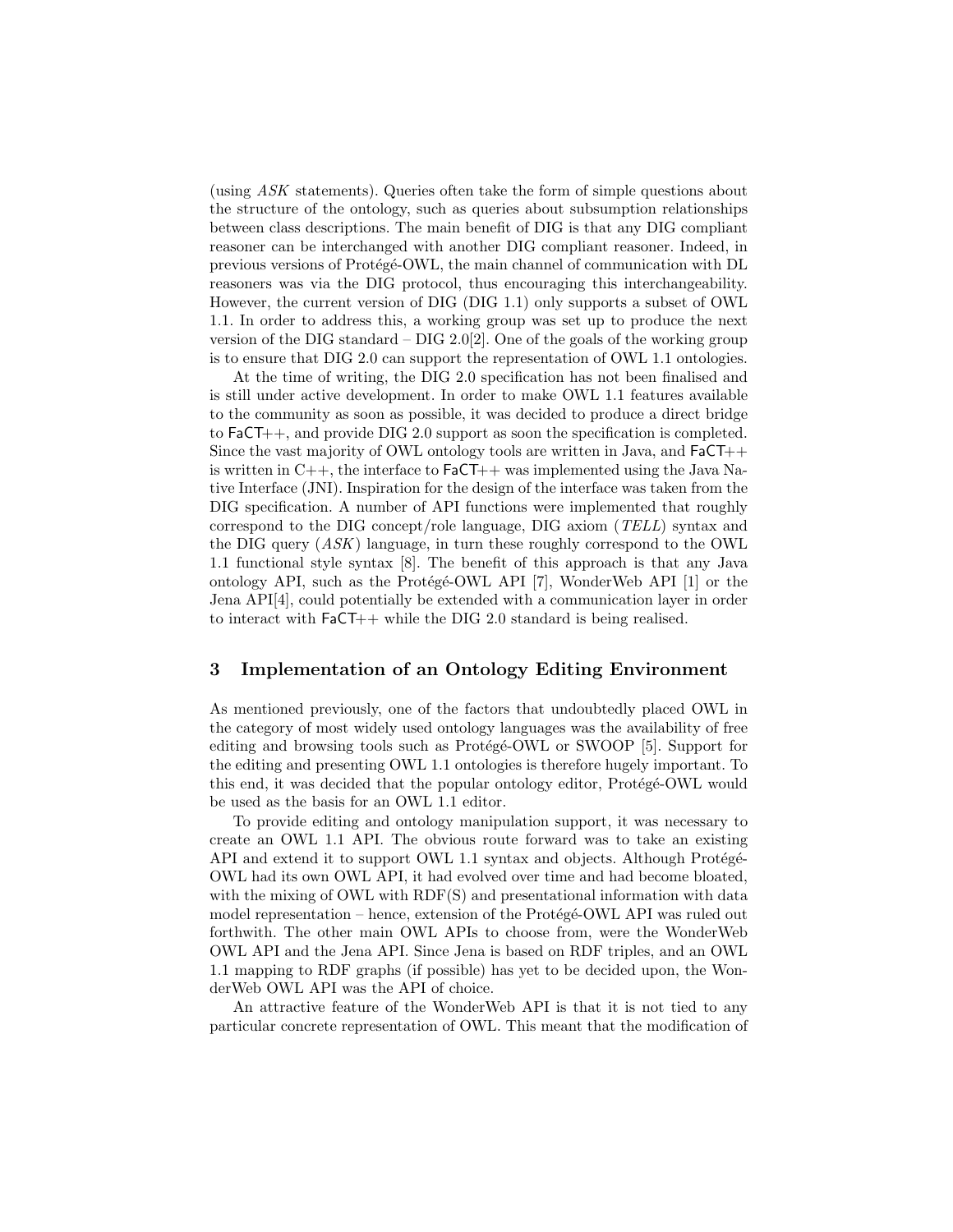(using *ASK* statements). Queries often take the form of simple questions about the structure of the ontology, such as queries about subsumption relationships between class descriptions. The main benefit of DIG is that any DIG compliant reasoner can be interchanged with another DIG compliant reasoner. Indeed, in previous versions of Protégé-OWL, the main channel of communication with DL reasoners was via the DIG protocol, thus encouraging this interchangeability. However, the current version of DIG (DIG 1.1) only supports a subset of OWL 1.1. In order to address this, a working group was set up to produce the next version of the DIG standard – DIG 2.0[2]. One of the goals of the working group is to ensure that DIG 2.0 can support the representation of OWL 1.1 ontologies.

At the time of writing, the DIG 2.0 specification has not been finalised and is still under active development. In order to make OWL 1.1 features available to the community as soon as possible, it was decided to produce a direct bridge to FaCT++, and provide DIG 2.0 support as soon the specification is completed. Since the vast majority of OWL ontology tools are written in Java, and FaCT++ is written in C++, the interface to FaCT++ was implemented using the Java Native Interface (JNI). Inspiration for the design of the interface was taken from the DIG specification. A number of API functions were implemented that roughly correspond to the DIG concept/role language, DIG axiom (*TELL*) syntax and the DIG query (*ASK*) language, in turn these roughly correspond to the OWL 1.1 functional style syntax [8]. The benefit of this approach is that any Java ontology API, such as the Protégé-OWL API [7], WonderWeb API [1] or the Jena API[4], could potentially be extended with a communication layer in order to interact with FaCT++ while the DIG 2.0 standard is being realised.

## 3 Implementation of an Ontology Editing Environment

As mentioned previously, one of the factors that undoubtedly placed OWL in the category of most widely used ontology languages was the availability of free editing and browsing tools such as Protégé-OWL or SWOOP [5]. Support for the editing and presenting OWL 1.1 ontologies is therefore hugely important. To this end, it was decided that the popular ontology editor, Protégé-OWL would be used as the basis for an OWL 1.1 editor.

To provide editing and ontology manipulation support, it was necessary to create an OWL 1.1 API. The obvious route forward was to take an existing API and extend it to support OWL 1.1 syntax and objects. Although Protégé-OWL had its own OWL API, it had evolved over time and had become bloated, with the mixing of OWL with RDF(S) and presentational information with data model representation – hence, extension of the Protégé-OWL API was ruled out forthwith. The other main OWL APIs to choose from, were the WonderWeb OWL API and the Jena API. Since Jena is based on RDF triples, and an OWL 1.1 mapping to RDF graphs (if possible) has yet to be decided upon, the WonderWeb OWL API was the API of choice.

An attractive feature of the WonderWeb API is that it is not tied to any particular concrete representation of OWL. This meant that the modification of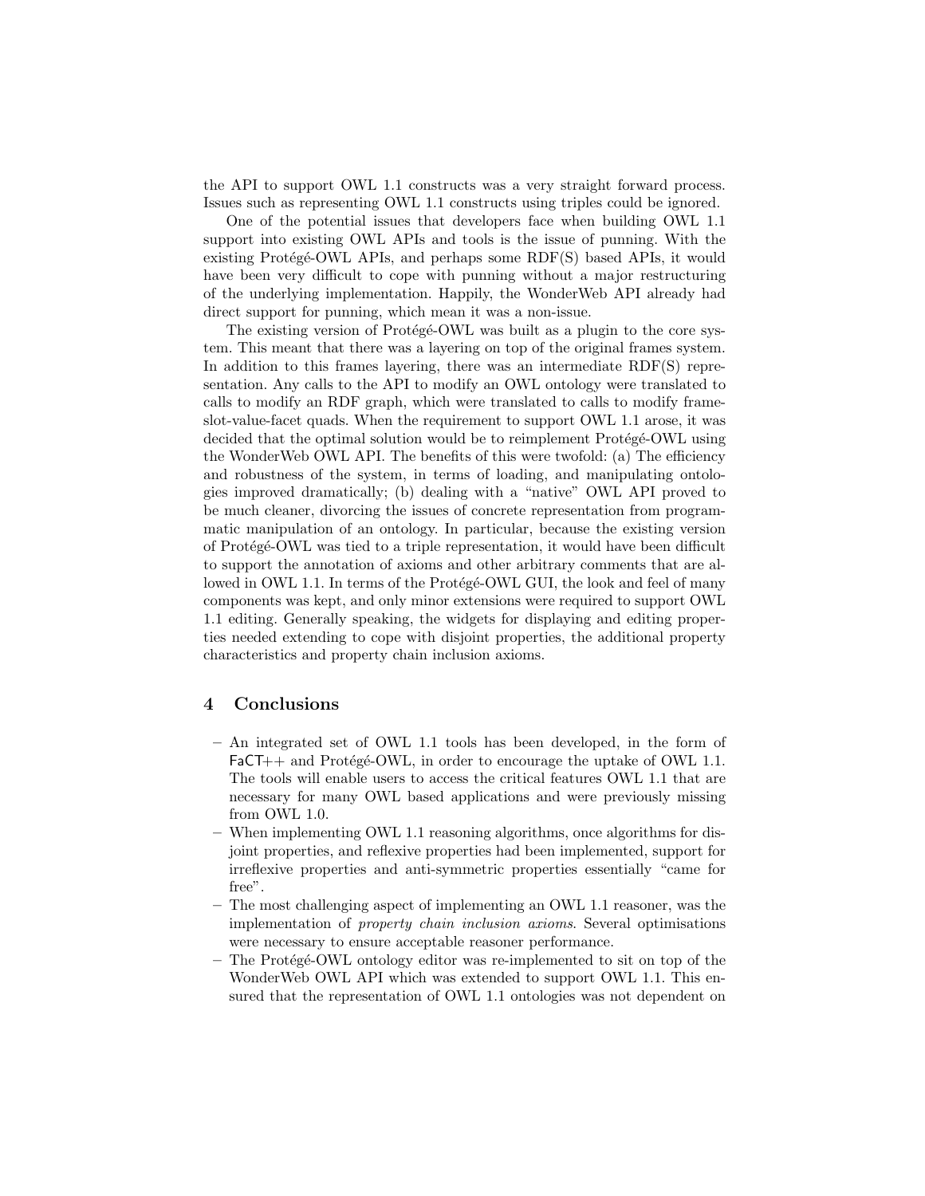the API to support OWL 1.1 constructs was a very straight forward process. Issues such as representing OWL 1.1 constructs using triples could be ignored.

One of the potential issues that developers face when building OWL 1.1 support into existing OWL APIs and tools is the issue of punning. With the existing Protégé-OWL APIs, and perhaps some RDF(S) based APIs, it would have been very difficult to cope with punning without a major restructuring of the underlying implementation. Happily, the WonderWeb API already had direct support for punning, which mean it was a non-issue.

The existing version of Protégé-OWL was built as a plugin to the core system. This meant that there was a layering on top of the original frames system. In addition to this frames layering, there was an intermediate RDF(S) representation. Any calls to the API to modify an OWL ontology were translated to calls to modify an RDF graph, which were translated to calls to modify frame-slot-value-facet quads. When the requirement to support OWL 1.1 arose, it was decided that the optimal solution would be to reimplement Protégé-OWL using the WonderWeb OWL API. The benefits of this were twofold: (a) The efficiency and robustness of the system, in terms of loading, and manipulating ontologies improved dramatically; (b) dealing with a "native" OWL API proved to be much cleaner, divorcing the issues of concrete representation from programmatic manipulation of an ontology. In particular, because the existing version of Protégé-OWL was tied to a triple representation, it would have been difficult to support the annotation of axioms and other arbitrary comments that are allowed in OWL 1.1. In terms of the Protégé-OWL GUI, the look and feel of many components was kept, and only minor extensions were required to support OWL 1.1 editing. Generally speaking, the widgets for displaying and editing properties needed extending to cope with disjoint properties, the additional property characteristics and property chain inclusion axioms.

## 4 Conclusions

- An integrated set of OWL 1.1 tools has been developed, in the form of FaCT++ and Protégé-OWL, in order to encourage the uptake of OWL 1.1. The tools will enable users to access the critical features OWL 1.1 that are necessary for many OWL based applications and were previously missing from OWL 1.0.
- When implementing OWL 1.1 reasoning algorithms, once algorithms for disjoint properties, and reflexive properties had been implemented, support for irreflexive properties and anti-symmetric properties essentially "came for free".
- The most challenging aspect of implementing an OWL 1.1 reasoner, was the implementation of *property chain inclusion axioms*. Several optimisations were necessary to ensure acceptable reasoner performance.
- The Protégé-OWL ontology editor was re-implemented to sit on top of the WonderWeb OWL API which was extended to support OWL 1.1. This ensured that the representation of OWL 1.1 ontologies was not dependent on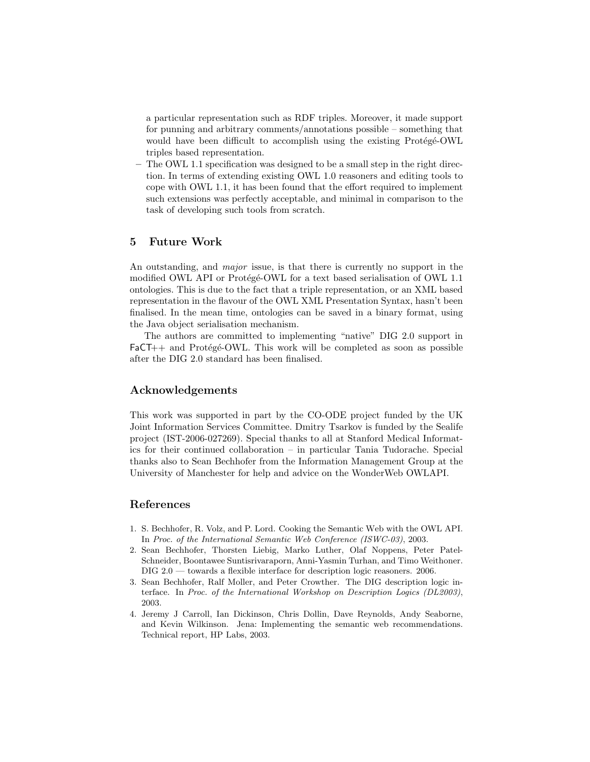a particular representation such as RDF triples. Moreover, it made support for punning and arbitrary comments/annotations possible – something that would have been difficult to accomplish using the existing Protégé-OWL triples based representation.

– The OWL 1.1 specification was designed to be a small step in the right direction. In terms of extending existing OWL 1.0 reasoners and editing tools to cope with OWL 1.1, it has been found that the effort required to implement such extensions was perfectly acceptable, and minimal in comparison to the task of developing such tools from scratch.

## 5 Future Work

An outstanding, and *major* issue, is that there is currently no support in the modified OWL API or Protégé-OWL for a text based serialisation of OWL 1.1 ontologies. This is due to the fact that a triple representation, or an XML based representation in the flavour of the OWL XML Presentation Syntax, hasn't been finalised. In the mean time, ontologies can be saved in a binary format, using the Java object serialisation mechanism.

The authors are committed to implementing "native" DIG 2.0 support in FaCT++ and Protégé-OWL. This work will be completed as soon as possible after the DIG 2.0 standard has been finalised.

## Acknowledgements

This work was supported in part by the CO-ODE project funded by the UK Joint Information Services Committee. Dmitry Tsarkov is funded by the Sealife project (IST-2006-027269). Special thanks to all at Stanford Medical Informatics for their continued collaboration – in particular Tania Tudorache. Special thanks also to Sean Bechhofer from the Information Management Group at the University of Manchester for help and advice on the WonderWeb OWLAPI.

## References

1. S. Bechhofer, R. Volz, and P. Lord. Cooking the Semantic Web with the OWL API. In *Proc. of the International Semantic Web Conference (ISWC-03)*, 2003.
2. Sean Bechhofer, Thorsten Liebig, Marko Luther, Olaf Noppens, Peter Patel-Schneider, Boontawee Suntisrivaraporn, Anni-Yasmin Turhan, and Timo Weithoner. DIG 2.0 — towards a flexible interface for description logic reasoners. 2006.
3. Sean Bechhofer, Ralf Moller, and Peter Crowther. The DIG description logic interface. In *Proc. of the International Workshop on Description Logics (DL2003)*, 2003.
4. Jeremy J Carroll, Ian Dickinson, Chris Dollin, Dave Reynolds, Andy Seaborne, and Kevin Wilkinson. Jena: Implementing the semantic web recommendations. Technical report, HP Labs, 2003.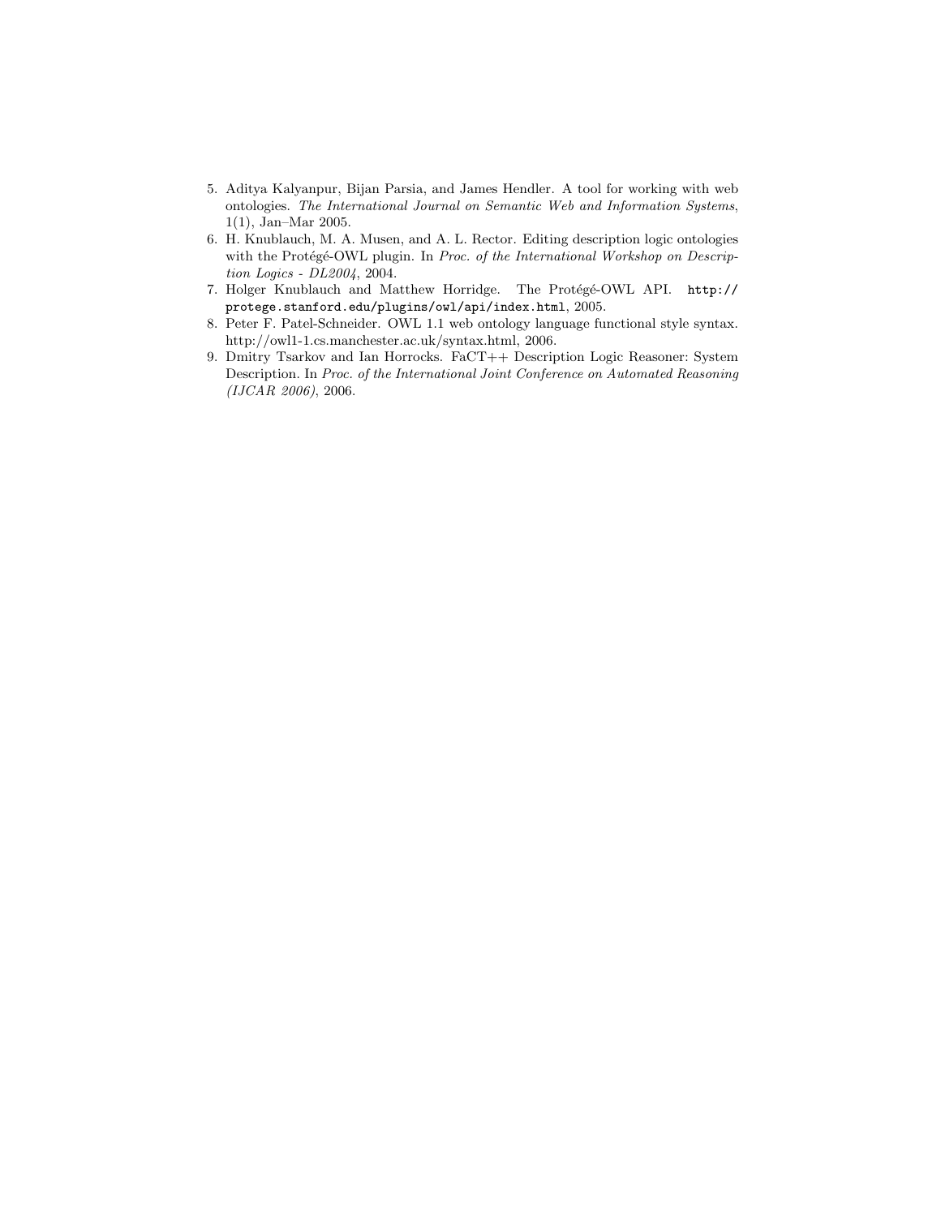5. Aditya Kalyanpur, Bijan Parsia, and James Hendler. A tool for working with web ontologies. *The International Journal on Semantic Web and Information Systems*, 1(1), Jan–Mar 2005.
6. H. Knublauch, M. A. Musen, and A. L. Rector. Editing description logic ontologies with the Protégé-OWL plugin. In *Proc. of the International Workshop on Description Logics - DL2004*, 2004.
7. Holger Knublauch and Matthew Horridge. The Protégé-OWL API. `http://protege.stanford.edu/plugins/owl/api/index.html`, 2005.
8. Peter F. Patel-Schneider. OWL 1.1 web ontology language functional style syntax. http://owl1-1.cs.manchester.ac.uk/syntax.html, 2006.
9. Dmitry Tsarkov and Ian Horrocks. FaCT++ Description Logic Reasoner: System Description. In *Proc. of the International Joint Conference on Automated Reasoning (IJCAR 2006)*, 2006.